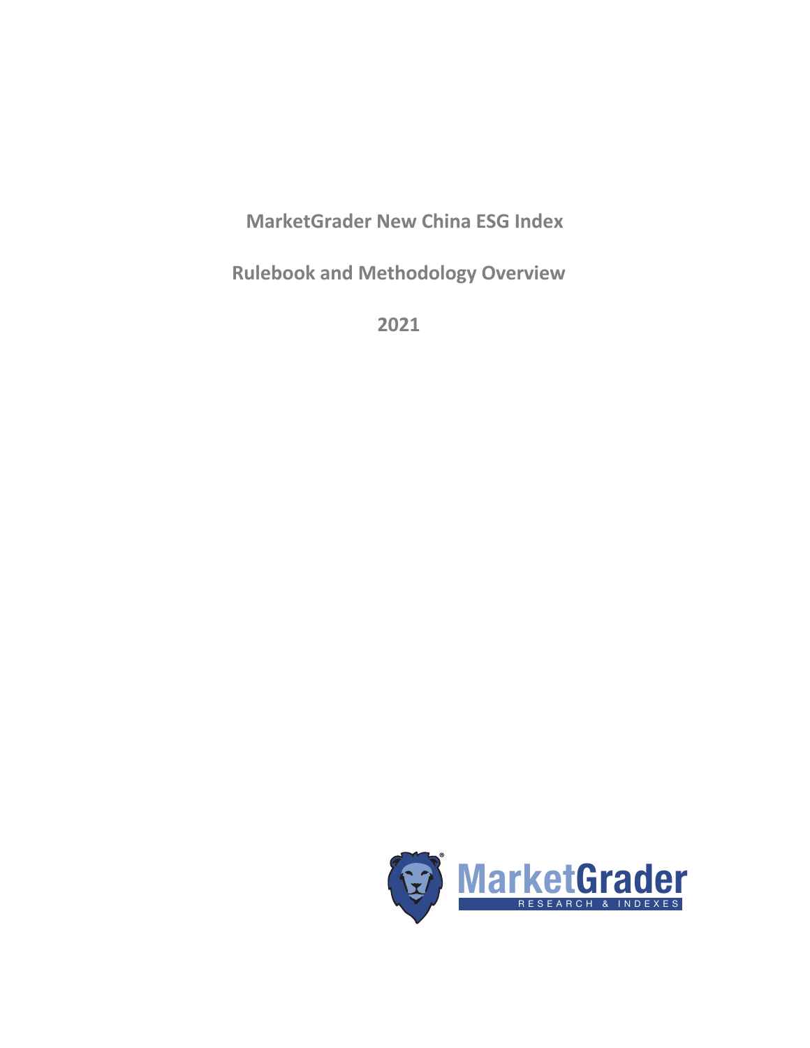# MarketGrader New China ESG Index

## Rulebook and Methodology Overview

## 2021

MarketGrader
RESEARCH & INDEXES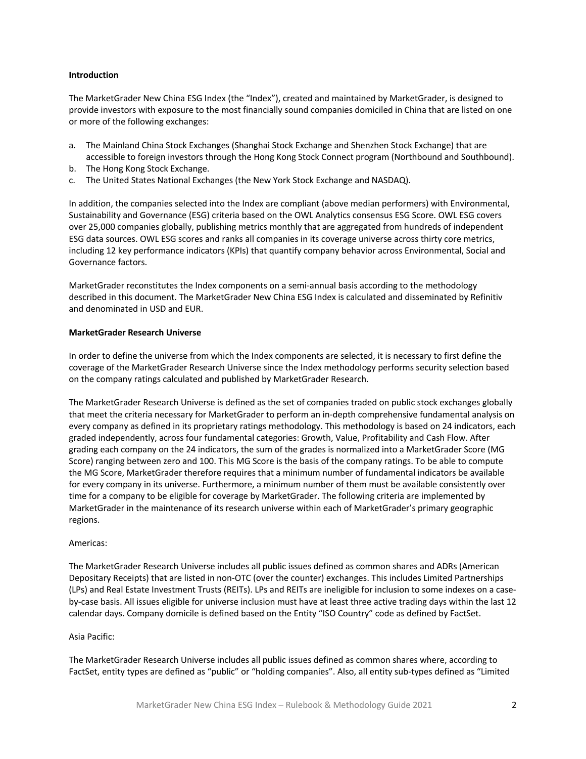**Introduction**

The MarketGrader New China ESG Index (the "Index"), created and maintained by MarketGrader, is designed to provide investors with exposure to the most financially sound companies domiciled in China that are listed on one or more of the following exchanges:

a. The Mainland China Stock Exchanges (Shanghai Stock Exchange and Shenzhen Stock Exchange) that are accessible to foreign investors through the Hong Kong Stock Connect program (Northbound and Southbound).
b. The Hong Kong Stock Exchange.
c. The United States National Exchanges (the New York Stock Exchange and NASDAQ).

In addition, the companies selected into the Index are compliant (above median performers) with Environmental, Sustainability and Governance (ESG) criteria based on the OWL Analytics consensus ESG Score. OWL ESG covers over 25,000 companies globally, publishing metrics monthly that are aggregated from hundreds of independent ESG data sources. OWL ESG scores and ranks all companies in its coverage universe across thirty core metrics, including 12 key performance indicators (KPIs) that quantify company behavior across Environmental, Social and Governance factors.

MarketGrader reconstitutes the Index components on a semi-annual basis according to the methodology described in this document. The MarketGrader New China ESG Index is calculated and disseminated by Refinitiv and denominated in USD and EUR.

**MarketGrader Research Universe**

In order to define the universe from which the Index components are selected, it is necessary to first define the coverage of the MarketGrader Research Universe since the Index methodology performs security selection based on the company ratings calculated and published by MarketGrader Research.

The MarketGrader Research Universe is defined as the set of companies traded on public stock exchanges globally that meet the criteria necessary for MarketGrader to perform an in-depth comprehensive fundamental analysis on every company as defined in its proprietary ratings methodology. This methodology is based on 24 indicators, each graded independently, across four fundamental categories: Growth, Value, Profitability and Cash Flow. After grading each company on the 24 indicators, the sum of the grades is normalized into a MarketGrader Score (MG Score) ranging between zero and 100. This MG Score is the basis of the company ratings. To be able to compute the MG Score, MarketGrader therefore requires that a minimum number of fundamental indicators be available for every company in its universe. Furthermore, a minimum number of them must be available consistently over time for a company to be eligible for coverage by MarketGrader. The following criteria are implemented by MarketGrader in the maintenance of its research universe within each of MarketGrader's primary geographic regions.

Americas:

The MarketGrader Research Universe includes all public issues defined as common shares and ADRs (American Depositary Receipts) that are listed in non-OTC (over the counter) exchanges. This includes Limited Partnerships (LPs) and Real Estate Investment Trusts (REITs). LPs and REITs are ineligible for inclusion to some indexes on a case-by-case basis. All issues eligible for universe inclusion must have at least three active trading days within the last 12 calendar days. Company domicile is defined based on the Entity "ISO Country" code as defined by FactSet.

Asia Pacific:

The MarketGrader Research Universe includes all public issues defined as common shares where, according to FactSet, entity types are defined as "public" or "holding companies". Also, all entity sub-types defined as "Limited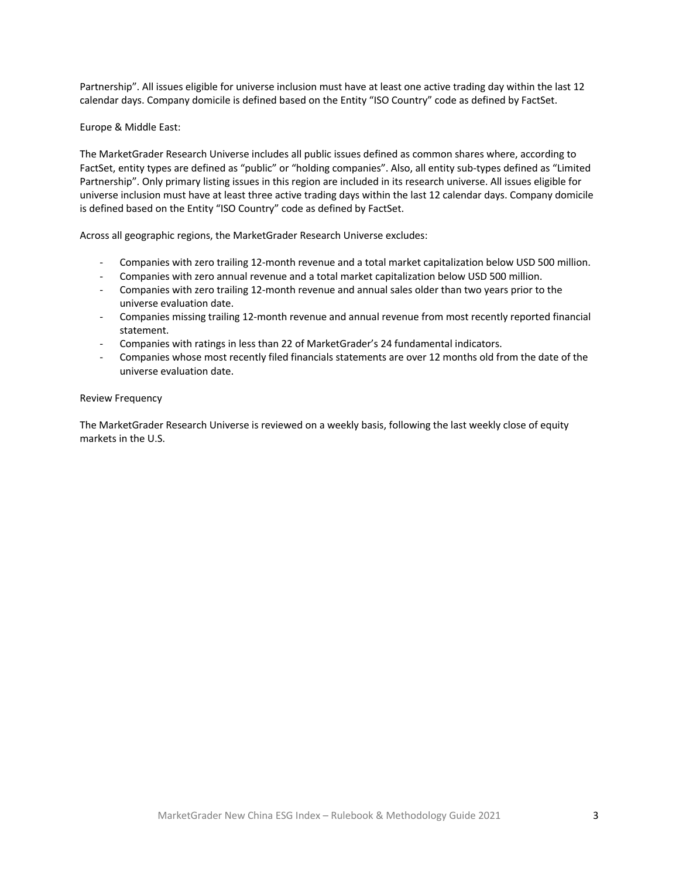Partnership". All issues eligible for universe inclusion must have at least one active trading day within the last 12 calendar days. Company domicile is defined based on the Entity "ISO Country" code as defined by FactSet.

Europe & Middle East:

The MarketGrader Research Universe includes all public issues defined as common shares where, according to FactSet, entity types are defined as "public" or "holding companies". Also, all entity sub-types defined as "Limited Partnership". Only primary listing issues in this region are included in its research universe. All issues eligible for universe inclusion must have at least three active trading days within the last 12 calendar days. Company domicile is defined based on the Entity "ISO Country" code as defined by FactSet.

Across all geographic regions, the MarketGrader Research Universe excludes:

- Companies with zero trailing 12-month revenue and a total market capitalization below USD 500 million.
- Companies with zero annual revenue and a total market capitalization below USD 500 million.
- Companies with zero trailing 12-month revenue and annual sales older than two years prior to the universe evaluation date.
- Companies missing trailing 12-month revenue and annual revenue from most recently reported financial statement.
- Companies with ratings in less than 22 of MarketGrader's 24 fundamental indicators.
- Companies whose most recently filed financials statements are over 12 months old from the date of the universe evaluation date.

Review Frequency

The MarketGrader Research Universe is reviewed on a weekly basis, following the last weekly close of equity markets in the U.S.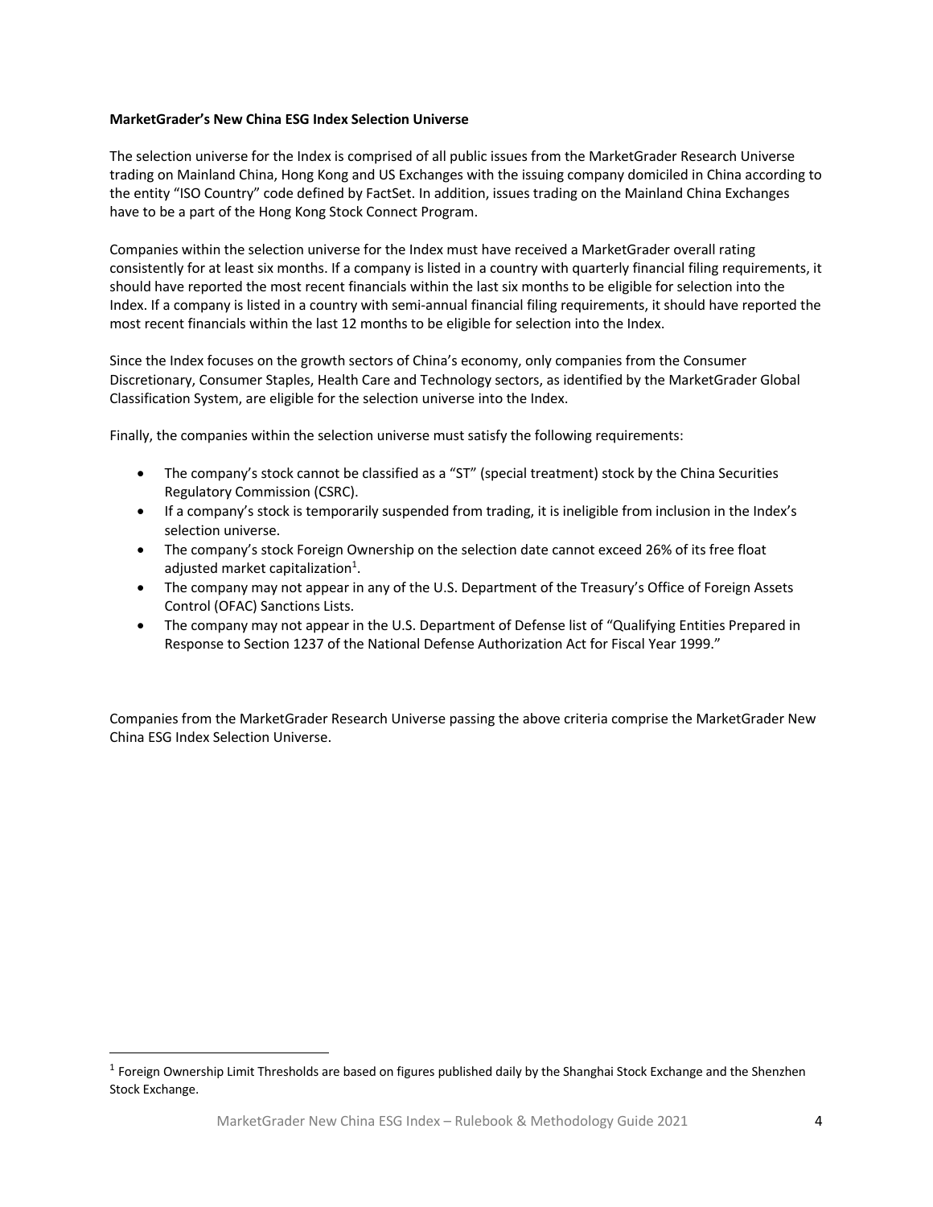**MarketGrader's New China ESG Index Selection Universe**

The selection universe for the Index is comprised of all public issues from the MarketGrader Research Universe trading on Mainland China, Hong Kong and US Exchanges with the issuing company domiciled in China according to the entity "ISO Country" code defined by FactSet. In addition, issues trading on the Mainland China Exchanges have to be a part of the Hong Kong Stock Connect Program.

Companies within the selection universe for the Index must have received a MarketGrader overall rating consistently for at least six months. If a company is listed in a country with quarterly financial filing requirements, it should have reported the most recent financials within the last six months to be eligible for selection into the Index. If a company is listed in a country with semi-annual financial filing requirements, it should have reported the most recent financials within the last 12 months to be eligible for selection into the Index.

Since the Index focuses on the growth sectors of China's economy, only companies from the Consumer Discretionary, Consumer Staples, Health Care and Technology sectors, as identified by the MarketGrader Global Classification System, are eligible for the selection universe into the Index.

Finally, the companies within the selection universe must satisfy the following requirements:

- The company's stock cannot be classified as a "ST" (special treatment) stock by the China Securities Regulatory Commission (CSRC).
- If a company's stock is temporarily suspended from trading, it is ineligible from inclusion in the Index's selection universe.
- The company's stock Foreign Ownership on the selection date cannot exceed 26% of its free float adjusted market capitalization[1].
- The company may not appear in any of the U.S. Department of the Treasury's Office of Foreign Assets Control (OFAC) Sanctions Lists.
- The company may not appear in the U.S. Department of Defense list of "Qualifying Entities Prepared in Response to Section 1237 of the National Defense Authorization Act for Fiscal Year 1999."

Companies from the MarketGrader Research Universe passing the above criteria comprise the MarketGrader New China ESG Index Selection Universe.

[1] Foreign Ownership Limit Thresholds are based on figures published daily by the Shanghai Stock Exchange and the Shenzhen Stock Exchange.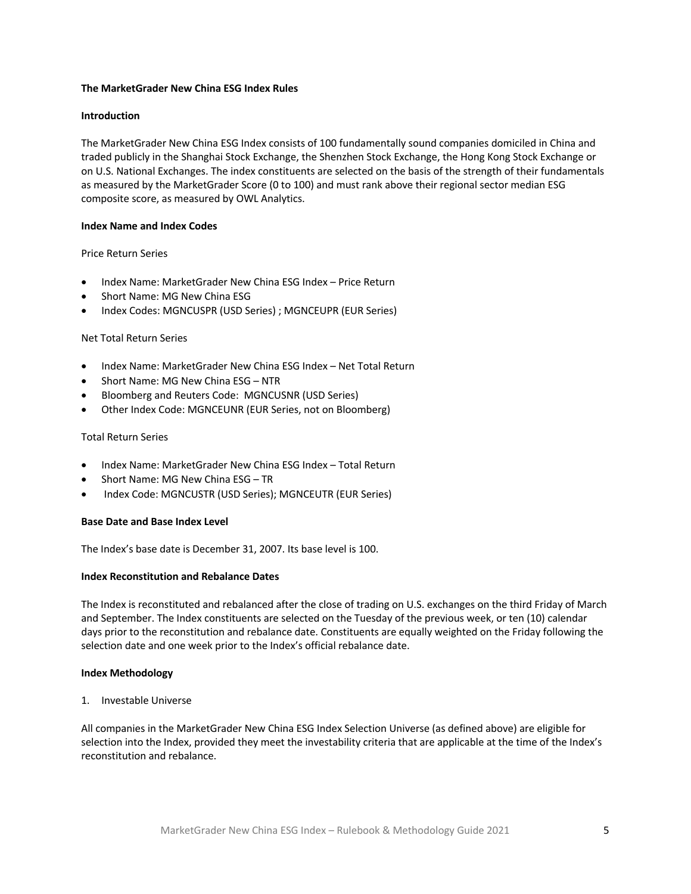# The MarketGrader New China ESG Index Rules

## Introduction

The MarketGrader New China ESG Index consists of 100 fundamentally sound companies domiciled in China and traded publicly in the Shanghai Stock Exchange, the Shenzhen Stock Exchange, the Hong Kong Stock Exchange or on U.S. National Exchanges. The index constituents are selected on the basis of the strength of their fundamentals as measured by the MarketGrader Score (0 to 100) and must rank above their regional sector median ESG composite score, as measured by OWL Analytics.

## Index Name and Index Codes

Price Return Series

- Index Name: MarketGrader New China ESG Index – Price Return
- Short Name: MG New China ESG
- Index Codes: MGNCUSPR (USD Series) ; MGNCEUPR (EUR Series)

Net Total Return Series

- Index Name: MarketGrader New China ESG Index – Net Total Return
- Short Name: MG New China ESG – NTR
- Bloomberg and Reuters Code: MGNCUSNR (USD Series)
- Other Index Code: MGNCEUNR (EUR Series, not on Bloomberg)

Total Return Series

- Index Name: MarketGrader New China ESG Index – Total Return
- Short Name: MG New China ESG – TR
- Index Code: MGNCUSTR (USD Series); MGNCEUTR (EUR Series)

## Base Date and Base Index Level

The Index's base date is December 31, 2007. Its base level is 100.

## Index Reconstitution and Rebalance Dates

The Index is reconstituted and rebalanced after the close of trading on U.S. exchanges on the third Friday of March and September. The Index constituents are selected on the Tuesday of the previous week, or ten (10) calendar days prior to the reconstitution and rebalance date. Constituents are equally weighted on the Friday following the selection date and one week prior to the Index's official rebalance date.

## Index Methodology

1. Investable Universe

All companies in the MarketGrader New China ESG Index Selection Universe (as defined above) are eligible for selection into the Index, provided they meet the investability criteria that are applicable at the time of the Index's reconstitution and rebalance.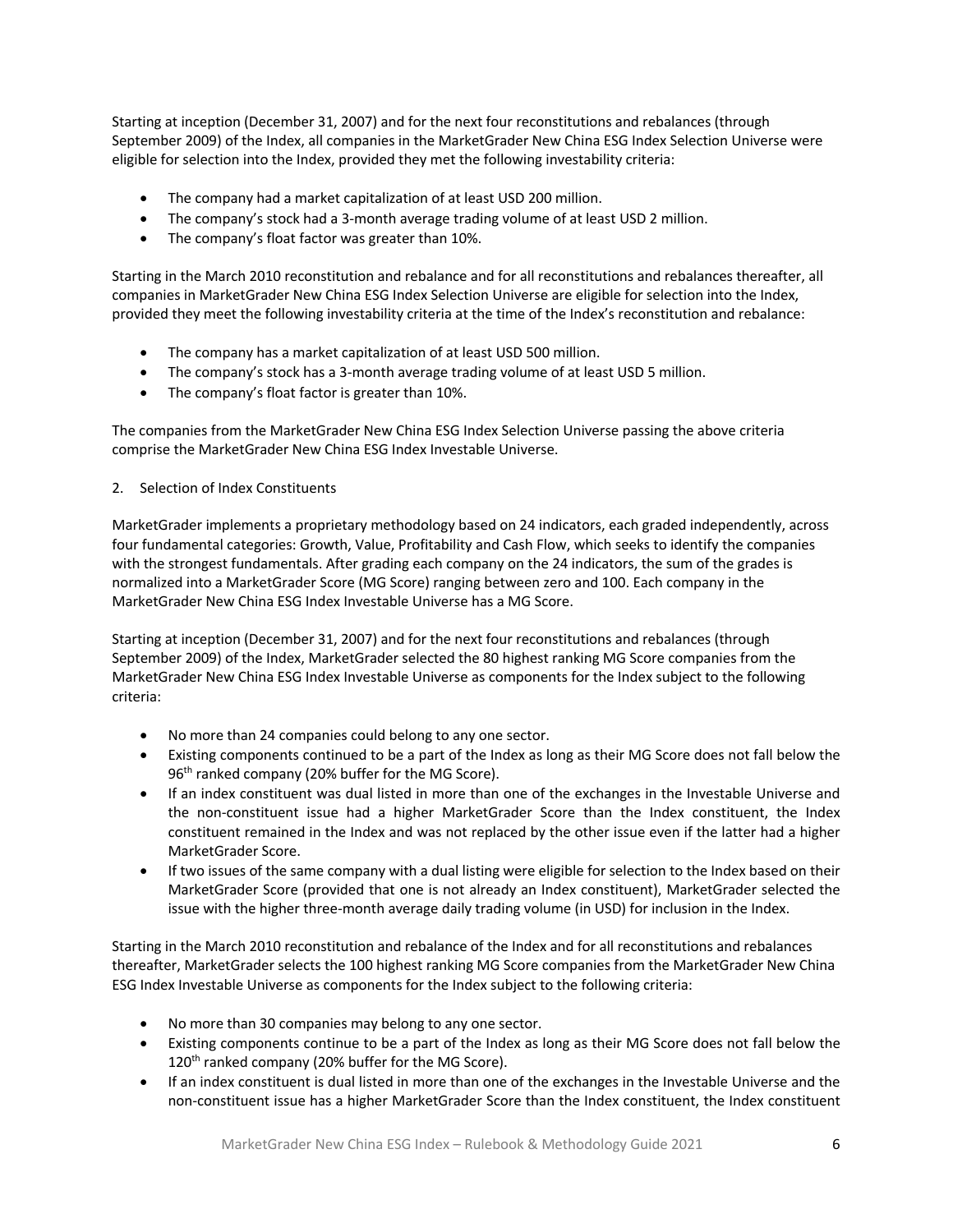Starting at inception (December 31, 2007) and for the next four reconstitutions and rebalances (through September 2009) of the Index, all companies in the MarketGrader New China ESG Index Selection Universe were eligible for selection into the Index, provided they met the following investability criteria:

- The company had a market capitalization of at least USD 200 million.
- The company's stock had a 3-month average trading volume of at least USD 2 million.
- The company's float factor was greater than 10%.

Starting in the March 2010 reconstitution and rebalance and for all reconstitutions and rebalances thereafter, all companies in MarketGrader New China ESG Index Selection Universe are eligible for selection into the Index, provided they meet the following investability criteria at the time of the Index's reconstitution and rebalance:

- The company has a market capitalization of at least USD 500 million.
- The company's stock has a 3-month average trading volume of at least USD 5 million.
- The company's float factor is greater than 10%.

The companies from the MarketGrader New China ESG Index Selection Universe passing the above criteria comprise the MarketGrader New China ESG Index Investable Universe.

2. Selection of Index Constituents

MarketGrader implements a proprietary methodology based on 24 indicators, each graded independently, across four fundamental categories: Growth, Value, Profitability and Cash Flow, which seeks to identify the companies with the strongest fundamentals. After grading each company on the 24 indicators, the sum of the grades is normalized into a MarketGrader Score (MG Score) ranging between zero and 100. Each company in the MarketGrader New China ESG Index Investable Universe has a MG Score.

Starting at inception (December 31, 2007) and for the next four reconstitutions and rebalances (through September 2009) of the Index, MarketGrader selected the 80 highest ranking MG Score companies from the MarketGrader New China ESG Index Investable Universe as components for the Index subject to the following criteria:

- No more than 24 companies could belong to any one sector.
- Existing components continued to be a part of the Index as long as their MG Score does not fall below the 96th ranked company (20% buffer for the MG Score).
- If an index constituent was dual listed in more than one of the exchanges in the Investable Universe and the non-constituent issue had a higher MarketGrader Score than the Index constituent, the Index constituent remained in the Index and was not replaced by the other issue even if the latter had a higher MarketGrader Score.
- If two issues of the same company with a dual listing were eligible for selection to the Index based on their MarketGrader Score (provided that one is not already an Index constituent), MarketGrader selected the issue with the higher three-month average daily trading volume (in USD) for inclusion in the Index.

Starting in the March 2010 reconstitution and rebalance of the Index and for all reconstitutions and rebalances thereafter, MarketGrader selects the 100 highest ranking MG Score companies from the MarketGrader New China ESG Index Investable Universe as components for the Index subject to the following criteria:

- No more than 30 companies may belong to any one sector.
- Existing components continue to be a part of the Index as long as their MG Score does not fall below the 120th ranked company (20% buffer for the MG Score).
- If an index constituent is dual listed in more than one of the exchanges in the Investable Universe and the non-constituent issue has a higher MarketGrader Score than the Index constituent, the Index constituent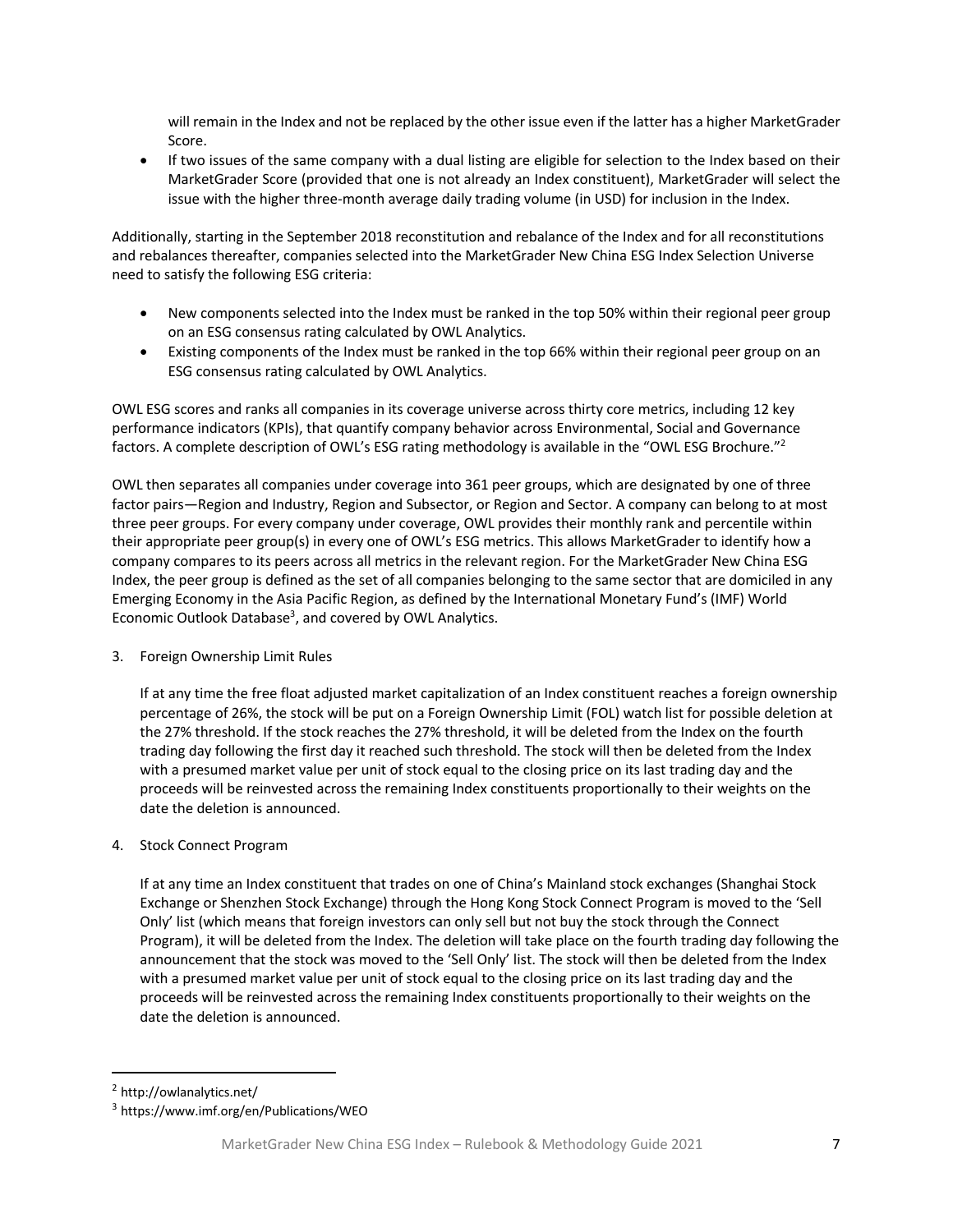will remain in the Index and not be replaced by the other issue even if the latter has a higher MarketGrader Score.

- If two issues of the same company with a dual listing are eligible for selection to the Index based on their MarketGrader Score (provided that one is not already an Index constituent), MarketGrader will select the issue with the higher three-month average daily trading volume (in USD) for inclusion in the Index.

Additionally, starting in the September 2018 reconstitution and rebalance of the Index and for all reconstitutions and rebalances thereafter, companies selected into the MarketGrader New China ESG Index Selection Universe need to satisfy the following ESG criteria:

- New components selected into the Index must be ranked in the top 50% within their regional peer group on an ESG consensus rating calculated by OWL Analytics.
- Existing components of the Index must be ranked in the top 66% within their regional peer group on an ESG consensus rating calculated by OWL Analytics.

OWL ESG scores and ranks all companies in its coverage universe across thirty core metrics, including 12 key performance indicators (KPIs), that quantify company behavior across Environmental, Social and Governance factors. A complete description of OWL's ESG rating methodology is available in the "OWL ESG Brochure."[2]

OWL then separates all companies under coverage into 361 peer groups, which are designated by one of three factor pairs—Region and Industry, Region and Subsector, or Region and Sector. A company can belong to at most three peer groups. For every company under coverage, OWL provides their monthly rank and percentile within their appropriate peer group(s) in every one of OWL's ESG metrics. This allows MarketGrader to identify how a company compares to its peers across all metrics in the relevant region. For the MarketGrader New China ESG Index, the peer group is defined as the set of all companies belonging to the same sector that are domiciled in any Emerging Economy in the Asia Pacific Region, as defined by the International Monetary Fund's (IMF) World Economic Outlook Database[3], and covered by OWL Analytics.

3. Foreign Ownership Limit Rules

   If at any time the free float adjusted market capitalization of an Index constituent reaches a foreign ownership percentage of 26%, the stock will be put on a Foreign Ownership Limit (FOL) watch list for possible deletion at the 27% threshold. If the stock reaches the 27% threshold, it will be deleted from the Index on the fourth trading day following the first day it reached such threshold. The stock will then be deleted from the Index with a presumed market value per unit of stock equal to the closing price on its last trading day and the proceeds will be reinvested across the remaining Index constituents proportionally to their weights on the date the deletion is announced.

4. Stock Connect Program

   If at any time an Index constituent that trades on one of China's Mainland stock exchanges (Shanghai Stock Exchange or Shenzhen Stock Exchange) through the Hong Kong Stock Connect Program is moved to the 'Sell Only' list (which means that foreign investors can only sell but not buy the stock through the Connect Program), it will be deleted from the Index. The deletion will take place on the fourth trading day following the announcement that the stock was moved to the 'Sell Only' list. The stock will then be deleted from the Index with a presumed market value per unit of stock equal to the closing price on its last trading day and the proceeds will be reinvested across the remaining Index constituents proportionally to their weights on the date the deletion is announced.

---

[2] http://owlanalytics.net/

[3] https://www.imf.org/en/Publications/WEO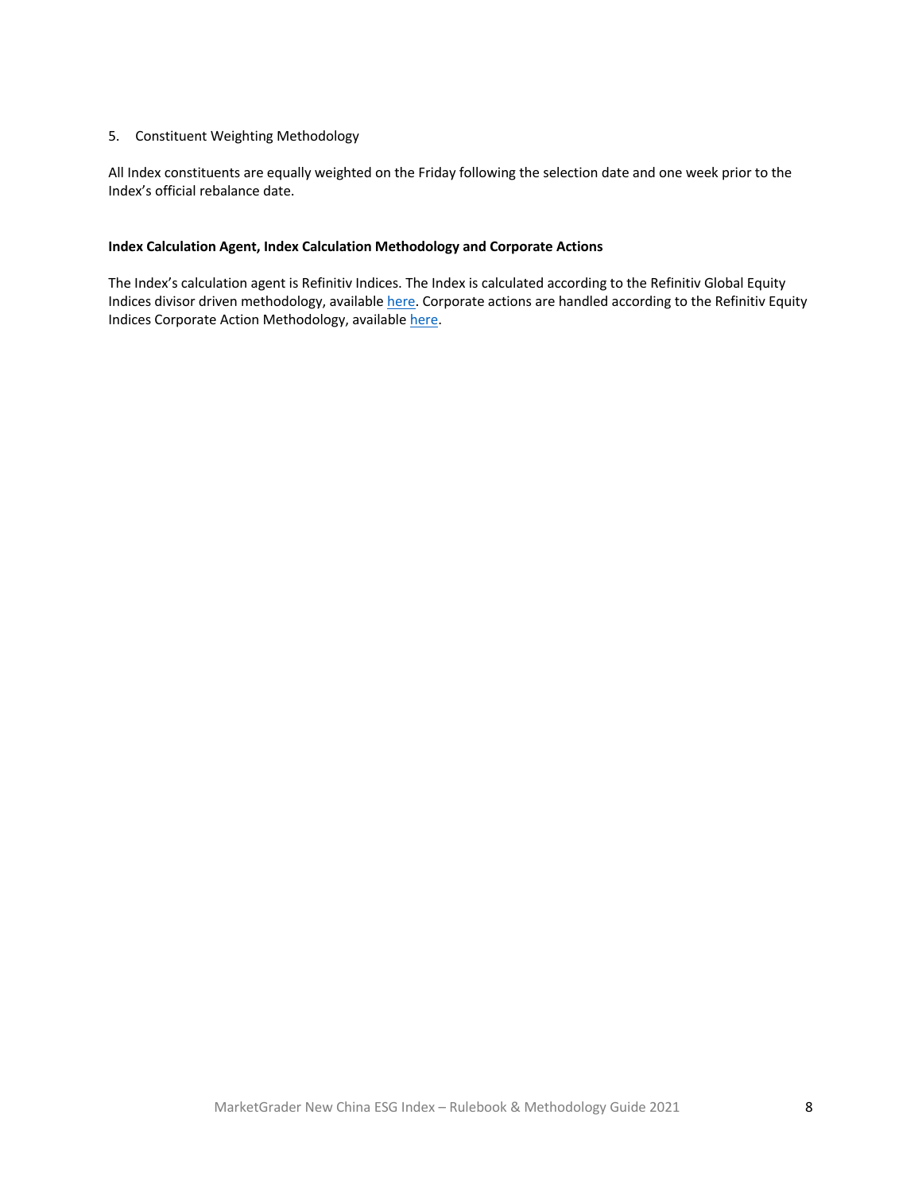5. Constituent Weighting Methodology

All Index constituents are equally weighted on the Friday following the selection date and one week prior to the Index's official rebalance date.

**Index Calculation Agent, Index Calculation Methodology and Corporate Actions**

The Index's calculation agent is Refinitiv Indices. The Index is calculated according to the Refinitiv Global Equity Indices divisor driven methodology, available here. Corporate actions are handled according to the Refinitiv Equity Indices Corporate Action Methodology, available here.